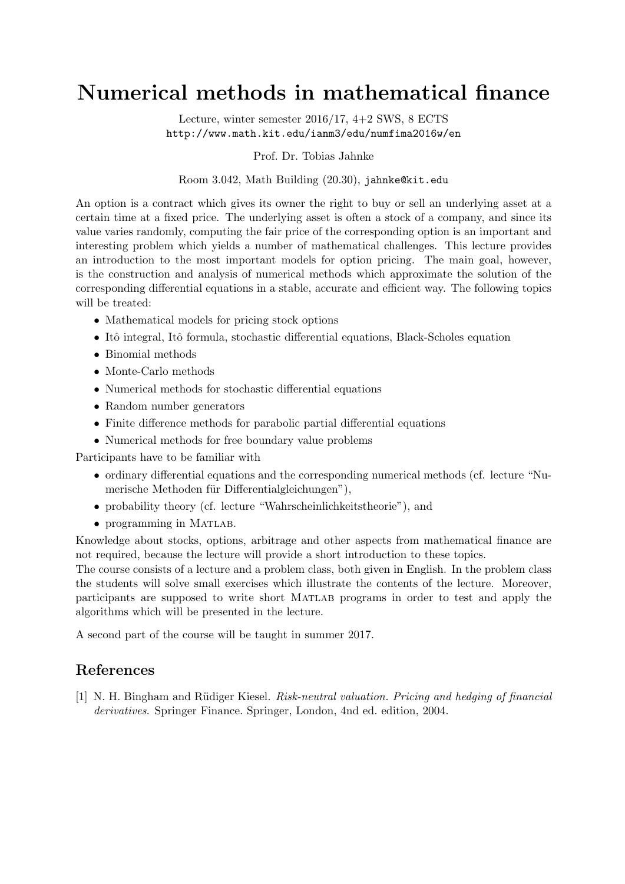# Numerical methods in mathematical finance

Lecture, winter semester 2016/17, 4+2 SWS, 8 ECTS
http://www.math.kit.edu/ianm3/edu/numfima2016w/en

Prof. Dr. Tobias Jahnke

Room 3.042, Math Building (20.30), jahnke@kit.edu

An option is a contract which gives its owner the right to buy or sell an underlying asset at a certain time at a fixed price. The underlying asset is often a stock of a company, and since its value varies randomly, computing the fair price of the corresponding option is an important and interesting problem which yields a number of mathematical challenges. This lecture provides an introduction to the most important models for option pricing. The main goal, however, is the construction and analysis of numerical methods which approximate the solution of the corresponding differential equations in a stable, accurate and efficient way. The following topics will be treated:

- Mathematical models for pricing stock options
- Itô integral, Itô formula, stochastic differential equations, Black-Scholes equation
- Binomial methods
- Monte-Carlo methods
- Numerical methods for stochastic differential equations
- Random number generators
- Finite difference methods for parabolic partial differential equations
- Numerical methods for free boundary value problems

Participants have to be familiar with

- ordinary differential equations and the corresponding numerical methods (cf. lecture "Numerische Methoden für Differentialgleichungen"),
- probability theory (cf. lecture "Wahrscheinlichkeitstheorie"), and
- programming in Matlab.

Knowledge about stocks, options, arbitrage and other aspects from mathematical finance are not required, because the lecture will provide a short introduction to these topics.
The course consists of a lecture and a problem class, both given in English. In the problem class the students will solve small exercises which illustrate the contents of the lecture. Moreover, participants are supposed to write short Matlab programs in order to test and apply the algorithms which will be presented in the lecture.

A second part of the course will be taught in summer 2017.

## References

[1] N. H. Bingham and Rüdiger Kiesel. *Risk-neutral valuation. Pricing and hedging of financial derivatives*. Springer Finance. Springer, London, 4nd ed. edition, 2004.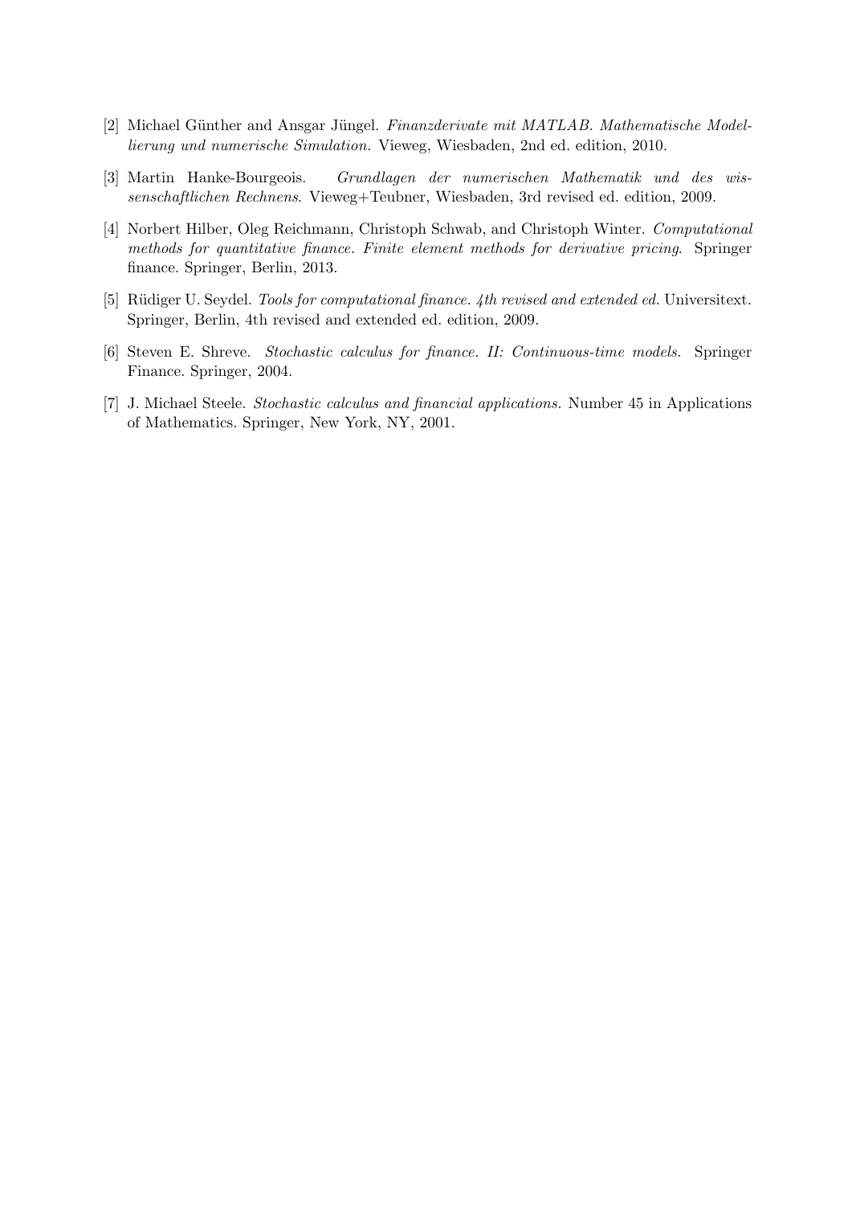[2] Michael Günther and Ansgar Jüngel. *Finanzderivate mit MATLAB. Mathematische Modellierung und numerische Simulation.* Vieweg, Wiesbaden, 2nd ed. edition, 2010.

[3] Martin Hanke-Bourgeois. *Grundlagen der numerischen Mathematik und des wissenschaftlichen Rechnens.* Vieweg+Teubner, Wiesbaden, 3rd revised ed. edition, 2009.

[4] Norbert Hilber, Oleg Reichmann, Christoph Schwab, and Christoph Winter. *Computational methods for quantitative finance. Finite element methods for derivative pricing.* Springer finance. Springer, Berlin, 2013.

[5] Rüdiger U. Seydel. *Tools for computational finance. 4th revised and extended ed.* Universitext. Springer, Berlin, 4th revised and extended ed. edition, 2009.

[6] Steven E. Shreve. *Stochastic calculus for finance. II: Continuous-time models.* Springer Finance. Springer, 2004.

[7] J. Michael Steele. *Stochastic calculus and financial applications.* Number 45 in Applications of Mathematics. Springer, New York, NY, 2001.